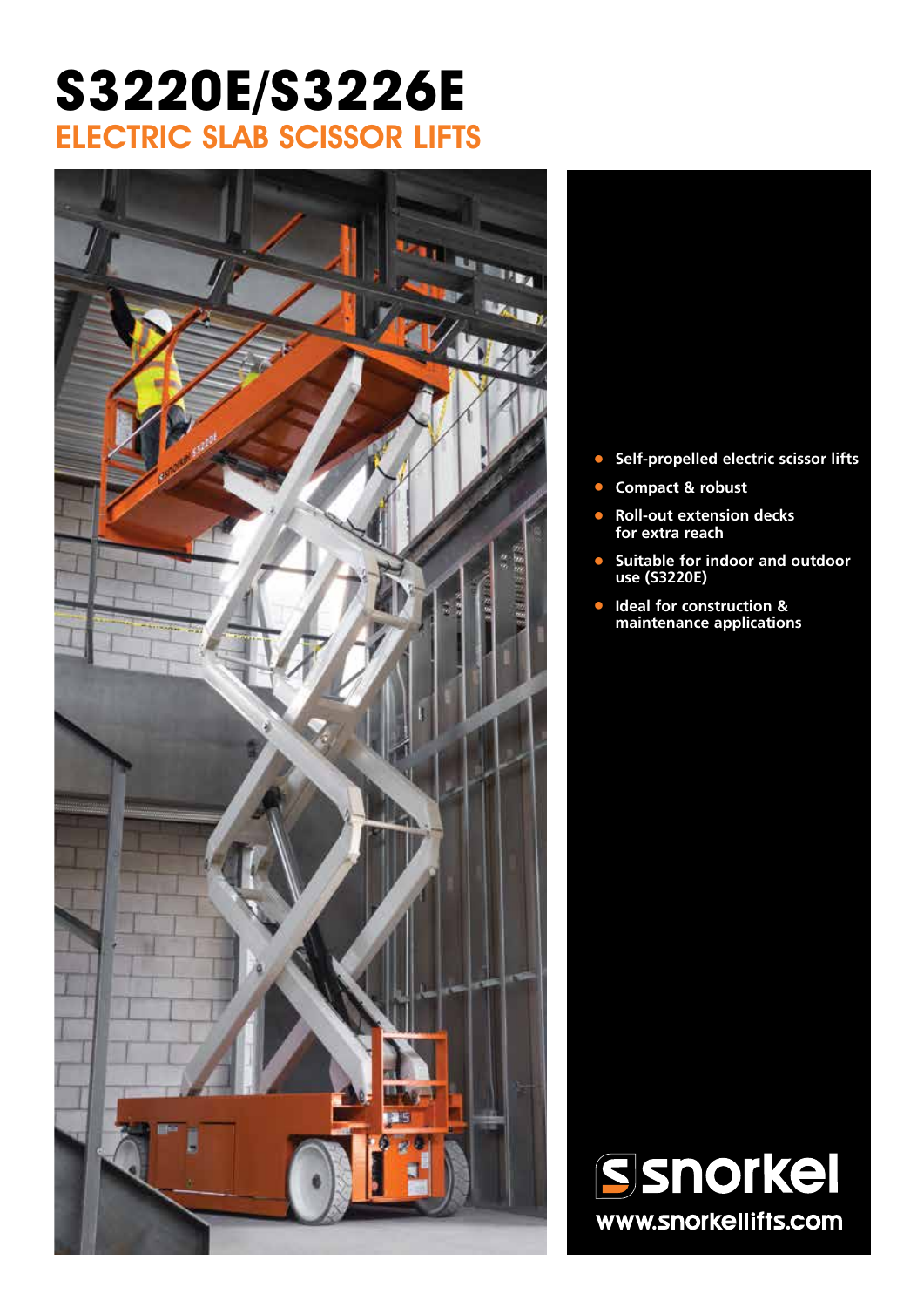# S3220E/S3226E

## ELECTRIC SLAB SCISSOR LIFTS

- Self-propelled electric scissor lifts
- Compact & robust
- Roll-out extension decks for extra reach
- Suitable for indoor and outdoor use (S3220E)
- Ideal for construction & maintenance applications

snorkel

www.snorkellifts.com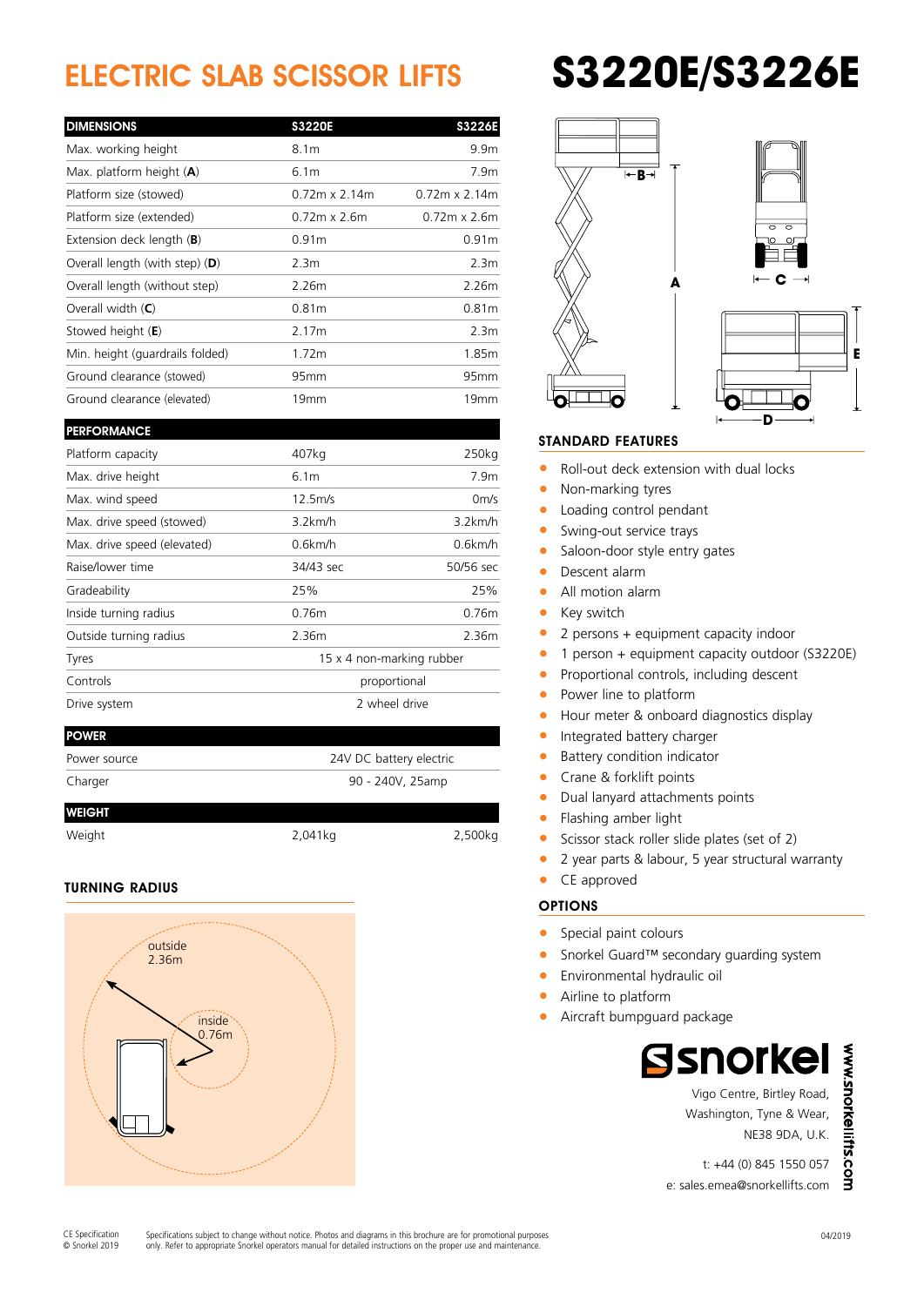# ELECTRIC SLAB SCISSOR LIFTS

# S3220E/S3226E

| DIMENSIONS | S3220E | S3226E |
|---|---|---|
| Max. working height | 8.1m | 9.9m |
| Max. platform height (**A**) | 6.1m | 7.9m |
| Platform size (stowed) | 0.72m x 2.14m | 0.72m x 2.14m |
| Platform size (extended) | 0.72m x 2.6m | 0.72m x 2.6m |
| Extension deck length (**B**) | 0.91m | 0.91m |
| Overall length (with step) (**D**) | 2.3m | 2.3m |
| Overall length (without step) | 2.26m | 2.26m |
| Overall width (**C**) | 0.81m | 0.81m |
| Stowed height (**E**) | 2.17m | 2.3m |
| Min. height (guardrails folded) | 1.72m | 1.85m |
| Ground clearance (stowed) | 95mm | 95mm |
| Ground clearance (elevated) | 19mm | 19mm |

| PERFORMANCE | | |
|---|---|---|
| Platform capacity | 407kg | 250kg |
| Max. drive height | 6.1m | 7.9m |
| Max. wind speed | 12.5m/s | 0m/s |
| Max. drive speed (stowed) | 3.2km/h | 3.2km/h |
| Max. drive speed (elevated) | 0.6km/h | 0.6km/h |
| Raise/lower time | 34/43 sec | 50/56 sec |
| Gradeability | 25% | 25% |
| Inside turning radius | 0.76m | 0.76m |
| Outside turning radius | 2.36m | 2.36m |
| Tyres | 15 x 4 non-marking rubber | |
| Controls | proportional | |
| Drive system | 2 wheel drive | |

| POWER | |
|---|---|
| Power source | 24V DC battery electric |
| Charger | 90 - 240V, 25amp |

| WEIGHT | | |
|---|---|---|
| Weight | 2,041kg | 2,500kg |

## TURNING RADIUS

outside
2.36m

inside
0.76m

## STANDARD FEATURES

- Roll-out deck extension with dual locks
- Non-marking tyres
- Loading control pendant
- Swing-out service trays
- Saloon-door style entry gates
- Descent alarm
- All motion alarm
- Key switch
- 2 persons + equipment capacity indoor
- 1 person + equipment capacity outdoor (S3220E)
- Proportional controls, including descent
- Power line to platform
- Hour meter & onboard diagnostics display
- Integrated battery charger
- Battery condition indicator
- Crane & forklift points
- Dual lanyard attachments points
- Flashing amber light
- Scissor stack roller slide plates (set of 2)
- 2 year parts & labour, 5 year structural warranty
- CE approved

## OPTIONS

- Special paint colours
- Snorkel Guard™ secondary guarding system
- Environmental hydraulic oil
- Airline to platform
- Aircraft bumpguard package

snorkel

Vigo Centre, Birtley Road,
Washington, Tyne & Wear,
NE38 9DA, U.K.

t: +44 (0) 845 1550 057
e: sales.emea@snorkellifts.com

www.snorkellifts.com

CE Specification
© Snorkel 2019

Specifications subject to change without notice. Photos and diagrams in this brochure are for promotional purposes only. Refer to appropriate Snorkel operators manual for detailed instructions on the proper use and maintenance.

04/2019